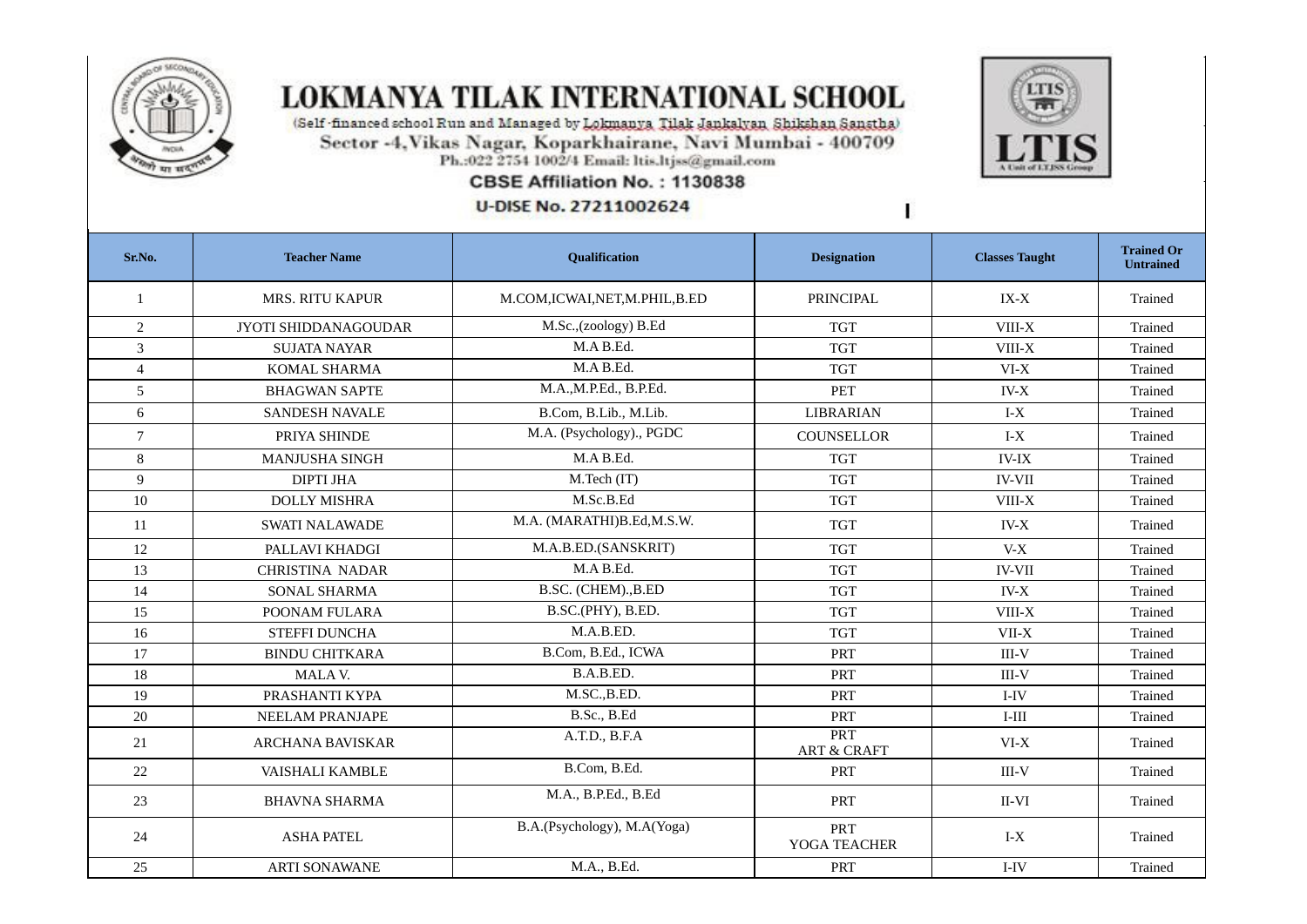# LOKMANYA TILAK INTERNATIONAL SCHOOL

(Self-financed school Run and Managed by Lokmanya Tilak Jankalyan Shikshan Sanstha)

Sector -4,Vikas Nagar, Koparkhairane, Navi Mumbai - 400709

Ph.:022 2754 1002/4 Email: ltis.ltjss@gmail.com

**CBSE Affiliation No. : 1130838**

**U-DISE No. 27211002624**

| Sr.No. | Teacher Name | Qualification | Designation | Classes Taught | Trained Or Untrained |
|---|---|---|---|---|---|
| 1 | MRS. RITU KAPUR | M.COM,ICWAI,NET,M.PHIL,B.ED | PRINCIPAL | IX-X | Trained |
| 2 | JYOTI SHIDDANAGOUDAR | M.Sc.,(zoology) B.Ed | TGT | VIII-X | Trained |
| 3 | SUJATA NAYAR | M.A B.Ed. | TGT | VIII-X | Trained |
| 4 | KOMAL SHARMA | M.A B.Ed. | TGT | VI-X | Trained |
| 5 | BHAGWAN SAPTE | M.A.,M.P.Ed., B.P.Ed. | PET | IV-X | Trained |
| 6 | SANDESH NAVALE | B.Com, B.Lib., M.Lib. | LIBRARIAN | I-X | Trained |
| 7 | PRIYA SHINDE | M.A. (Psychology)., PGDC | COUNSELLOR | I-X | Trained |
| 8 | MANJUSHA SINGH | M.A B.Ed. | TGT | IV-IX | Trained |
| 9 | DIPTI JHA | M.Tech (IT) | TGT | IV-VII | Trained |
| 10 | DOLLY MISHRA | M.Sc.B.Ed | TGT | VIII-X | Trained |
| 11 | SWATI NALAWADE | M.A. (MARATHI)B.Ed,M.S.W. | TGT | IV-X | Trained |
| 12 | PALLAVI KHADGI | M.A.B.ED.(SANSKRIT) | TGT | V-X | Trained |
| 13 | CHRISTINA NADAR | M.A B.Ed. | TGT | IV-VII | Trained |
| 14 | SONAL SHARMA | B.SC. (CHEM).,B.ED | TGT | IV-X | Trained |
| 15 | POONAM FULARA | B.SC.(PHY), B.ED. | TGT | VIII-X | Trained |
| 16 | STEFFI DUNCHA | M.A.B.ED. | TGT | VII-X | Trained |
| 17 | BINDU CHITKARA | B.Com, B.Ed., ICWA | PRT | III-V | Trained |
| 18 | MALA V. | B.A.B.ED. | PRT | III-V | Trained |
| 19 | PRASHANTI KYPA | M.SC.,B.ED. | PRT | I-IV | Trained |
| 20 | NEELAM PRANJAPE | B.Sc., B.Ed | PRT | I-III | Trained |
| 21 | ARCHANA BAVISKAR | A.T.D., B.F.A | PRT ART & CRAFT | VI-X | Trained |
| 22 | VAISHALI KAMBLE | B.Com, B.Ed. | PRT | III-V | Trained |
| 23 | BHAVNA SHARMA | M.A., B.P.Ed., B.Ed | PRT | II-VI | Trained |
| 24 | ASHA PATEL | B.A.(Psychology), M.A(Yoga) | PRT YOGA TEACHER | I-X | Trained |
| 25 | ARTI SONAWANE | M.A., B.Ed. | PRT | I-IV | Trained |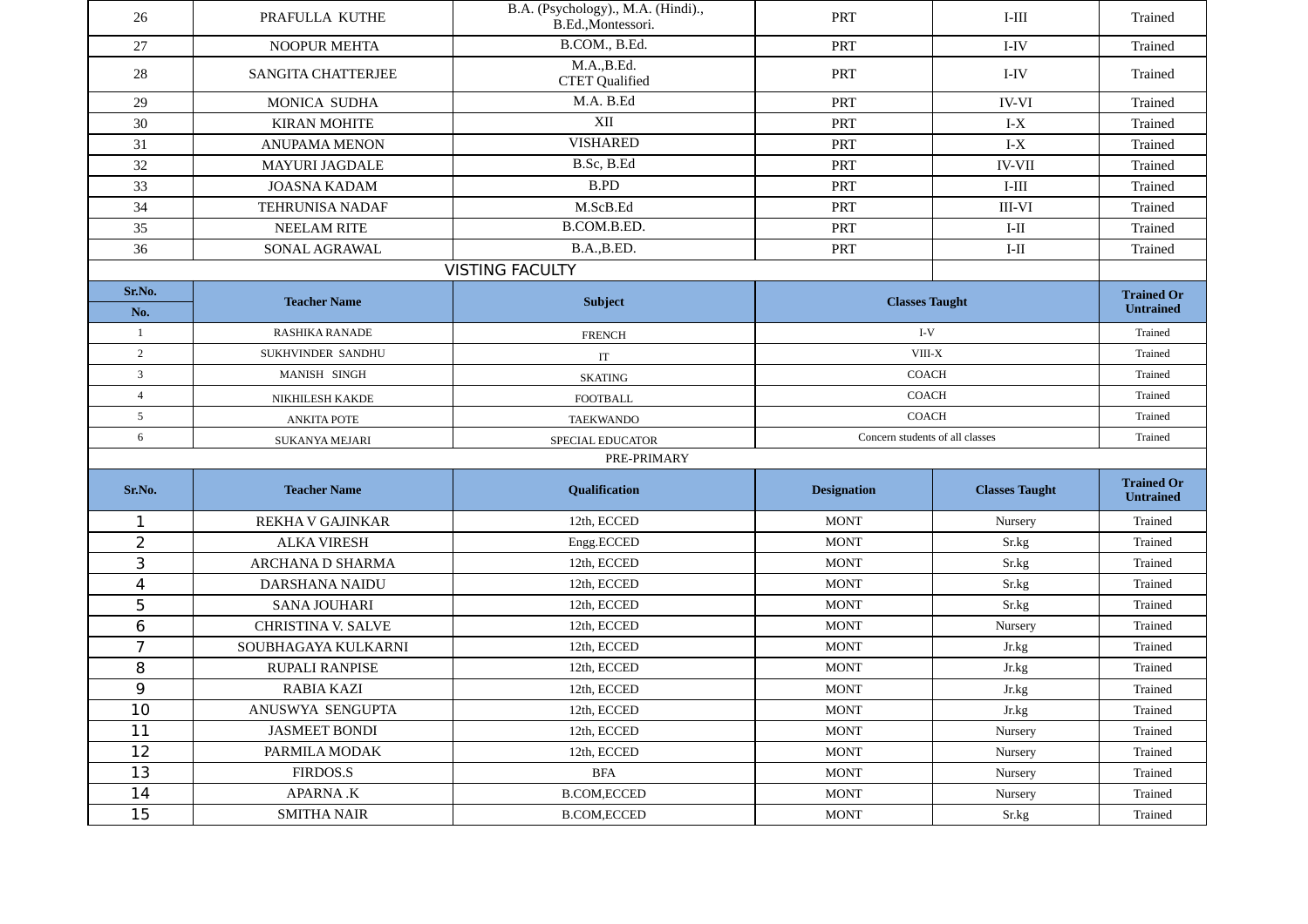| 26 | PRAFULLA KUTHE | B.A. (Psychology)., M.A. (Hindi)., B.Ed.,Montessori. | PRT | I-III | Trained |
|---|---|---|---|---|---|
| 27 | NOOPUR MEHTA | B.COM., B.Ed. | PRT | I-IV | Trained |
| 28 | SANGITA CHATTERJEE | M.A.,B.Ed. CTET Qualified | PRT | I-IV | Trained |
| 29 | MONICA SUDHA | M.A. B.Ed | PRT | IV-VI | Trained |
| 30 | KIRAN MOHITE | XII | PRT | I-X | Trained |
| 31 | ANUPAMA MENON | VISHARED | PRT | I-X | Trained |
| 32 | MAYURI JAGDALE | B.Sc, B.Ed | PRT | IV-VII | Trained |
| 33 | JOASNA KADAM | B.PD | PRT | I-III | Trained |
| 34 | TEHRUNISA NADAF | M.ScB.Ed | PRT | III-VI | Trained |
| 35 | NEELAM RITE | B.COM.B.ED. | PRT | I-II | Trained |
| 36 | SONAL AGRAWAL | B.A.,B.ED. | PRT | I-II | Trained |

VISTING FACULTY

| Sr.No. No. | Teacher Name | Subject | Classes Taught | Trained Or Untrained |
|---|---|---|---|---|
| 1 | RASHIKA RANADE | FRENCH | I-V | Trained |
| 2 | SUKHVINDER SANDHU | IT | VIII-X | Trained |
| 3 | MANISH SINGH | SKATING | COACH | Trained |
| 4 | NIKHILESH KAKDE | FOOTBALL | COACH | Trained |
| 5 | ANKITA POTE | TAEKWANDO | COACH | Trained |
| 6 | SUKANYA MEJARI | SPECIAL EDUCATOR | Concern students of all classes | Trained |

PRE-PRIMARY

| Sr.No. | Teacher Name | Qualification | Designation | Classes Taught | Trained Or Untrained |
|---|---|---|---|---|---|
| 1 | REKHA V GAJINKAR | 12th, ECCED | MONT | Nursery | Trained |
| 2 | ALKA VIRESH | Engg.ECCED | MONT | Sr.kg | Trained |
| 3 | ARCHANA D SHARMA | 12th, ECCED | MONT | Sr.kg | Trained |
| 4 | DARSHANA NAIDU | 12th, ECCED | MONT | Sr.kg | Trained |
| 5 | SANA JOUHARI | 12th, ECCED | MONT | Sr.kg | Trained |
| 6 | CHRISTINA V. SALVE | 12th, ECCED | MONT | Nursery | Trained |
| 7 | SOUBHAGAYA KULKARNI | 12th, ECCED | MONT | Jr.kg | Trained |
| 8 | RUPALI RANPISE | 12th, ECCED | MONT | Jr.kg | Trained |
| 9 | RABIA KAZI | 12th, ECCED | MONT | Jr.kg | Trained |
| 10 | ANUSWYA SENGUPTA | 12th, ECCED | MONT | Jr.kg | Trained |
| 11 | JASMEET BONDI | 12th, ECCED | MONT | Nursery | Trained |
| 12 | PARMILA MODAK | 12th, ECCED | MONT | Nursery | Trained |
| 13 | FIRDOS.S | BFA | MONT | Nursery | Trained |
| 14 | APARNA .K | B.COM,ECCED | MONT | Nursery | Trained |
| 15 | SMITHA NAIR | B.COM,ECCED | MONT | Sr.kg | Trained |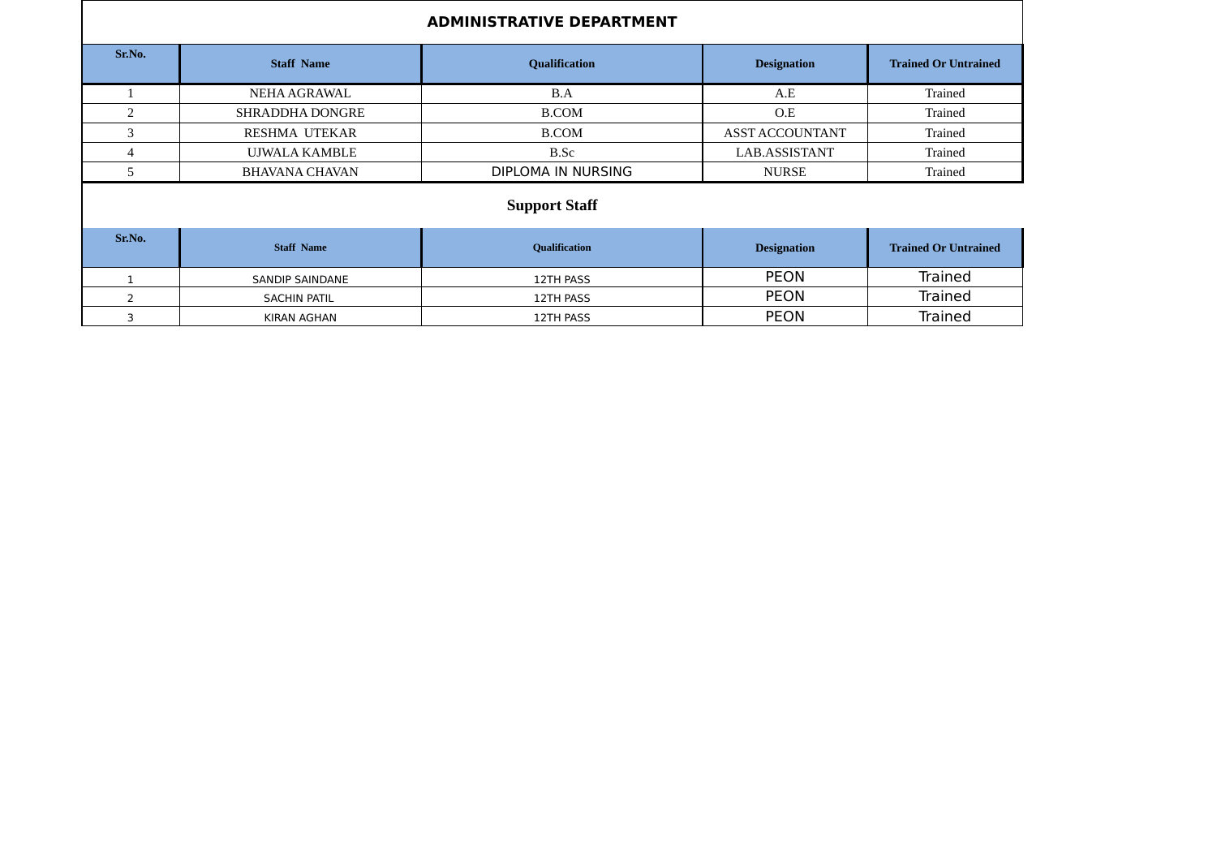# ADMINISTRATIVE DEPARTMENT

| Sr.No. | Staff Name | Qualification | Designation | Trained Or Untrained |
|---|---|---|---|---|
| 1 | NEHA AGRAWAL | B.A | A.E | Trained |
| 2 | SHRADDHA DONGRE | B.COM | O.E | Trained |
| 3 | RESHMA UTEKAR | B.COM | ASST ACCOUNTANT | Trained |
| 4 | UJWALA KAMBLE | B.Sc | LAB.ASSISTANT | Trained |
| 5 | BHAVANA CHAVAN | DIPLOMA IN NURSING | NURSE | Trained |

## Support Staff

| Sr.No. | Staff Name | Qualification | Designation | Trained Or Untrained |
|---|---|---|---|---|
| 1 | SANDIP SAINDANE | 12TH PASS | PEON | Trained |
| 2 | SACHIN PATIL | 12TH PASS | PEON | Trained |
| 3 | KIRAN AGHAN | 12TH PASS | PEON | Trained |